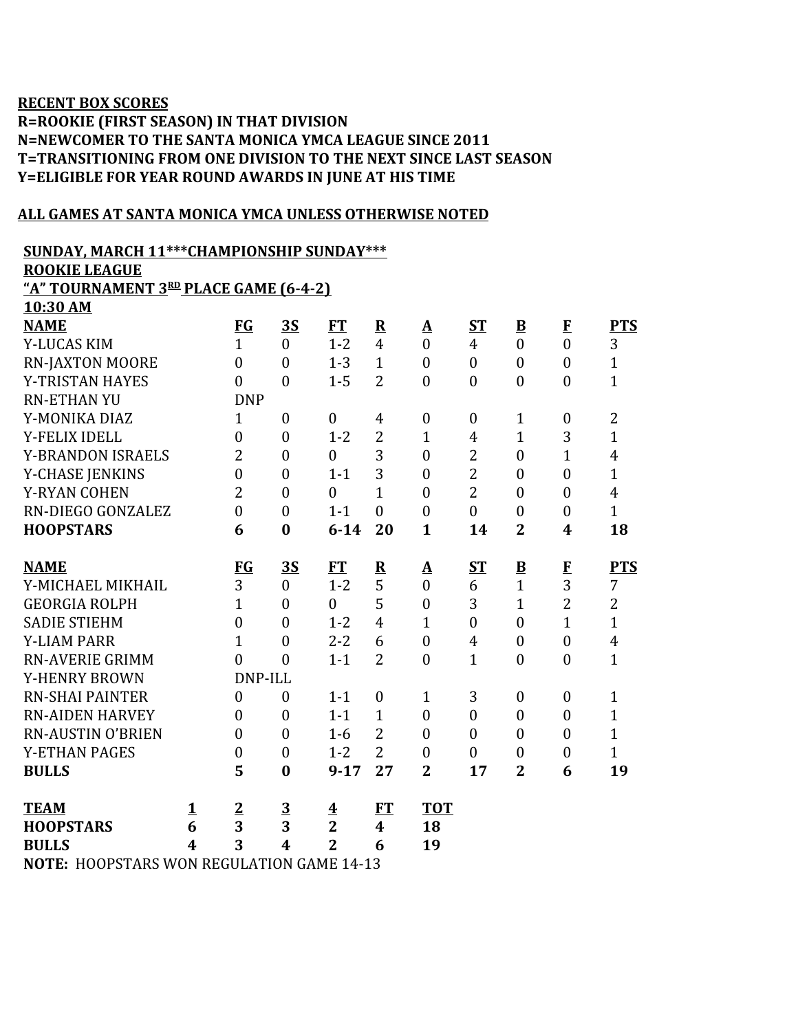**RECENT BOX SCORES**
**R=ROOKIE (FIRST SEASON) IN THAT DIVISION**
**N=NEWCOMER TO THE SANTA MONICA YMCA LEAGUE SINCE 2011**
**T=TRANSITIONING FROM ONE DIVISION TO THE NEXT SINCE LAST SEASON**
**Y=ELIGIBLE FOR YEAR ROUND AWARDS IN JUNE AT HIS TIME**

**ALL GAMES AT SANTA MONICA YMCA UNLESS OTHERWISE NOTED**

**SUNDAY, MARCH 11\*\*\*CHAMPIONSHIP SUNDAY\*\*\***
**ROOKIE LEAGUE**
**"A" TOURNAMENT 3RD PLACE GAME (6-4-2)**
**10:30 AM**

| NAME | FG | 3S | FT | R | A | ST | B | F | PTS |
|---|---|---|---|---|---|---|---|---|---|
| Y-LUCAS KIM | 1 | 0 | 1-2 | 4 | 0 | 4 | 0 | 0 | 3 |
| RN-JAXTON MOORE | 0 | 0 | 1-3 | 1 | 0 | 0 | 0 | 0 | 1 |
| Y-TRISTAN HAYES | 0 | 0 | 1-5 | 2 | 0 | 0 | 0 | 0 | 1 |
| RN-ETHAN YU | DNP | | | | | | | | |
| Y-MONIKA DIAZ | 1 | 0 | 0 | 4 | 0 | 0 | 1 | 0 | 2 |
| Y-FELIX IDELL | 0 | 0 | 1-2 | 2 | 1 | 4 | 1 | 3 | 1 |
| Y-BRANDON ISRAELS | 2 | 0 | 0 | 3 | 0 | 2 | 0 | 1 | 4 |
| Y-CHASE JENKINS | 0 | 0 | 1-1 | 3 | 0 | 2 | 0 | 0 | 1 |
| Y-RYAN COHEN | 2 | 0 | 0 | 1 | 0 | 2 | 0 | 0 | 4 |
| RN-DIEGO GONZALEZ | 0 | 0 | 1-1 | 0 | 0 | 0 | 0 | 0 | 1 |
| **HOOPSTARS** | **6** | **0** | **6-14** | **20** | **1** | **14** | **2** | **4** | **18** |

| NAME | FG | 3S | FT | R | A | ST | B | F | PTS |
|---|---|---|---|---|---|---|---|---|---|
| Y-MICHAEL MIKHAIL | 3 | 0 | 1-2 | 5 | 0 | 6 | 1 | 3 | 7 |
| GEORGIA ROLPH | 1 | 0 | 0 | 5 | 0 | 3 | 1 | 2 | 2 |
| SADIE STIEHM | 0 | 0 | 1-2 | 4 | 1 | 0 | 0 | 1 | 1 |
| Y-LIAM PARR | 1 | 0 | 2-2 | 6 | 0 | 4 | 0 | 0 | 4 |
| RN-AVERIE GRIMM | 0 | 0 | 1-1 | 2 | 0 | 1 | 0 | 0 | 1 |
| Y-HENRY BROWN | DNP-ILL | | | | | | | | |
| RN-SHAI PAINTER | 0 | 0 | 1-1 | 0 | 1 | 3 | 0 | 0 | 1 |
| RN-AIDEN HARVEY | 0 | 0 | 1-1 | 1 | 0 | 0 | 0 | 0 | 1 |
| RN-AUSTIN O'BRIEN | 0 | 0 | 1-6 | 2 | 0 | 0 | 0 | 0 | 1 |
| Y-ETHAN PAGES | 0 | 0 | 1-2 | 2 | 0 | 0 | 0 | 0 | 1 |
| **BULLS** | **5** | **0** | **9-17** | **27** | **2** | **17** | **2** | **6** | **19** |

| TEAM | 1 | 2 | 3 | 4 | FT | TOT |
|---|---|---|---|---|---|---|
| **HOOPSTARS** | **6** | **3** | **3** | **2** | **4** | **18** |
| **BULLS** | **4** | **3** | **4** | **2** | **6** | **19** |

**NOTE:** HOOPSTARS WON REGULATION GAME 14-13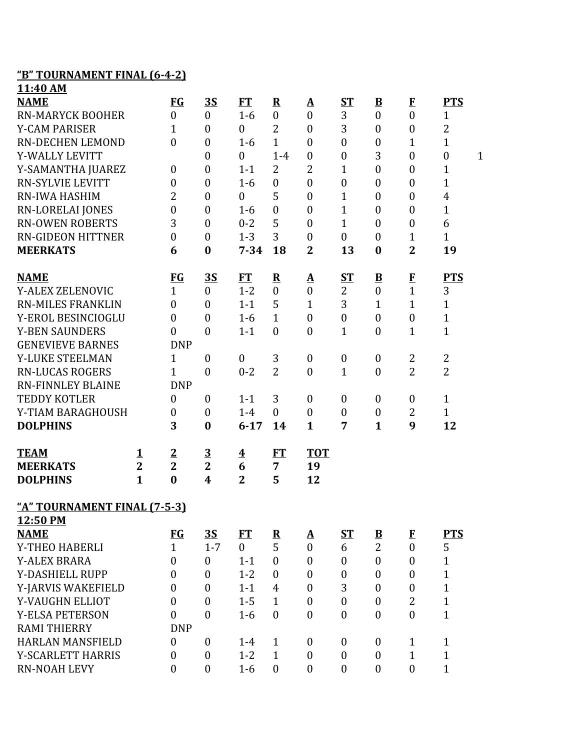**"B" TOURNAMENT FINAL (6-4-2)**

**11:40 AM**

| NAME | FG | 3S | FT | R | A | ST | B | F | PTS | |
|---|---|---|---|---|---|---|---|---|---|---|
| RN-MARYCK BOOHER | 0 | 0 | 1-6 | 0 | 0 | 3 | 0 | 0 | 1 | |
| Y-CAM PARISER | 1 | 0 | 0 | 2 | 0 | 3 | 0 | 0 | 2 | |
| RN-DECHEN LEMOND | 0 | 0 | 1-6 | 1 | 0 | 0 | 0 | 1 | 1 | |
| Y-WALLY LEVITT | | 0 | 0 | 1-4 | 0 | 0 | 3 | 0 | 0 | 1 |
| Y-SAMANTHA JUAREZ | 0 | 0 | 1-1 | 2 | 2 | 1 | 0 | 0 | 1 | |
| RN-SYLVIE LEVITT | 0 | 0 | 1-6 | 0 | 0 | 0 | 0 | 0 | 1 | |
| RN-IWA HASHIM | 2 | 0 | 0 | 5 | 0 | 1 | 0 | 0 | 4 | |
| RN-LORELAI JONES | 0 | 0 | 1-6 | 0 | 0 | 1 | 0 | 0 | 1 | |
| RN-OWEN ROBERTS | 3 | 0 | 0-2 | 5 | 0 | 1 | 0 | 0 | 6 | |
| RN-GIDEON HITTNER | 0 | 0 | 1-3 | 3 | 0 | 0 | 0 | 1 | 1 | |
| **MEERKATS** | **6** | **0** | **7-34** | **18** | **2** | **13** | **0** | **2** | **19** | |

| NAME | FG | 3S | FT | R | A | ST | B | F | PTS |
|---|---|---|---|---|---|---|---|---|---|
| Y-ALEX ZELENOVIC | 1 | 0 | 1-2 | 0 | 0 | 2 | 0 | 1 | 3 |
| RN-MILES FRANKLIN | 0 | 0 | 1-1 | 5 | 1 | 3 | 1 | 1 | 1 |
| Y-EROL BESINCIOGLU | 0 | 0 | 1-6 | 1 | 0 | 0 | 0 | 0 | 1 |
| Y-BEN SAUNDERS | 0 | 0 | 1-1 | 0 | 0 | 1 | 0 | 1 | 1 |
| GENEVIEVE BARNES | DNP | | | | | | | | |
| Y-LUKE STEELMAN | 1 | 0 | 0 | 3 | 0 | 0 | 0 | 2 | 2 |
| RN-LUCAS ROGERS | 1 | 0 | 0-2 | 2 | 0 | 1 | 0 | 2 | 2 |
| RN-FINNLEY BLAINE | DNP | | | | | | | | |
| TEDDY KOTLER | 0 | 0 | 1-1 | 3 | 0 | 0 | 0 | 0 | 1 |
| Y-TIAM BARAGHOUSH | 0 | 0 | 1-4 | 0 | 0 | 0 | 0 | 2 | 1 |
| **DOLPHINS** | **3** | **0** | **6-17** | **14** | **1** | **7** | **1** | **9** | **12** |

| TEAM | 1 | 2 | 3 | 4 | FT | TOT |
|---|---|---|---|---|---|---|
| **MEERKATS** | **2** | **2** | **2** | **6** | **7** | **19** |
| **DOLPHINS** | **1** | **0** | **4** | **2** | **5** | **12** |

**"A" TOURNAMENT FINAL (7-5-3)**

**12:50 PM**

| NAME | FG | 3S | FT | R | A | ST | B | F | PTS |
|---|---|---|---|---|---|---|---|---|---|
| Y-THEO HABERLI | 1 | 1-7 | 0 | 5 | 0 | 6 | 2 | 0 | 5 |
| Y-ALEX BRARA | 0 | 0 | 1-1 | 0 | 0 | 0 | 0 | 0 | 1 |
| Y-DASHIELL RUPP | 0 | 0 | 1-2 | 0 | 0 | 0 | 0 | 0 | 1 |
| Y-JARVIS WAKEFIELD | 0 | 0 | 1-1 | 4 | 0 | 3 | 0 | 0 | 1 |
| Y-VAUGHN ELLIOT | 0 | 0 | 1-5 | 1 | 0 | 0 | 0 | 2 | 1 |
| Y-ELSA PETERSON | 0 | 0 | 1-6 | 0 | 0 | 0 | 0 | 0 | 1 |
| RAMI THIERRY | DNP | | | | | | | | |
| HARLAN MANSFIELD | 0 | 0 | 1-4 | 1 | 0 | 0 | 0 | 1 | 1 |
| Y-SCARLETT HARRIS | 0 | 0 | 1-2 | 1 | 0 | 0 | 0 | 1 | 1 |
| RN-NOAH LEVY | 0 | 0 | 1-6 | 0 | 0 | 0 | 0 | 0 | 1 |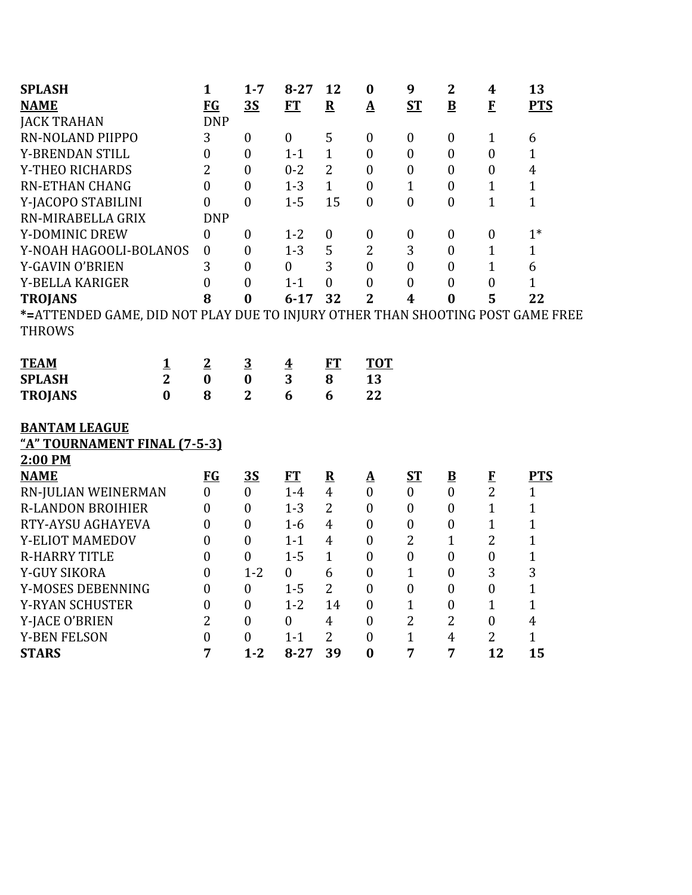| SPLASH | 1 | 1-7 | 8-27 | 12 | 0 | 9 | 2 | 4 | 13 |
|---|---|---|---|---|---|---|---|---|---|
| **NAME** | **FG** | **3S** | **FT** | **R** | **A** | **ST** | **B** | **F** | **PTS** |
| JACK TRAHAN | DNP | | | | | | | | |
| RN-NOLAND PIIPPO | 3 | 0 | 0 | 5 | 0 | 0 | 0 | 1 | 6 |
| Y-BRENDAN STILL | 0 | 0 | 1-1 | 1 | 0 | 0 | 0 | 0 | 1 |
| Y-THEO RICHARDS | 2 | 0 | 0-2 | 2 | 0 | 0 | 0 | 0 | 4 |
| RN-ETHAN CHANG | 0 | 0 | 1-3 | 1 | 0 | 1 | 0 | 1 | 1 |
| Y-JACOPO STABILINI | 0 | 0 | 1-5 | 15 | 0 | 0 | 0 | 1 | 1 |
| RN-MIRABELLA GRIX | DNP | | | | | | | | |
| Y-DOMINIC DREW | 0 | 0 | 1-2 | 0 | 0 | 0 | 0 | 0 | 1* |
| Y-NOAH HAGOOLI-BOLANOS | 0 | 0 | 1-3 | 5 | 2 | 3 | 0 | 1 | 1 |
| Y-GAVIN O'BRIEN | 3 | 0 | 0 | 3 | 0 | 0 | 0 | 1 | 6 |
| Y-BELLA KARIGER | 0 | 0 | 1-1 | 0 | 0 | 0 | 0 | 0 | 1 |
| **TROJANS** | **8** | **0** | **6-17** | **32** | **2** | **4** | **0** | **5** | **22** |

***=**ATTENDED GAME, DID NOT PLAY DUE TO INJURY OTHER THAN SHOOTING POST GAME FREE THROWS

| TEAM | 1 | 2 | 3 | 4 | FT | TOT |
|---|---|---|---|---|---|---|
| **SPLASH** | **2** | **0** | **0** | **3** | **8** | **13** |
| **TROJANS** | **0** | **8** | **2** | **6** | **6** | **22** |

**BANTAM LEAGUE**
**"A" TOURNAMENT FINAL (7-5-3)**
**2:00 PM**

| NAME | FG | 3S | FT | R | A | ST | B | F | PTS |
|---|---|---|---|---|---|---|---|---|---|
| RN-JULIAN WEINERMAN | 0 | 0 | 1-4 | 4 | 0 | 0 | 0 | 2 | 1 |
| R-LANDON BROIHIER | 0 | 0 | 1-3 | 2 | 0 | 0 | 0 | 1 | 1 |
| RTY-AYSU AGHAYEVA | 0 | 0 | 1-6 | 4 | 0 | 0 | 0 | 1 | 1 |
| Y-ELIOT MAMEDOV | 0 | 0 | 1-1 | 4 | 0 | 2 | 1 | 2 | 1 |
| R-HARRY TITLE | 0 | 0 | 1-5 | 1 | 0 | 0 | 0 | 0 | 1 |
| Y-GUY SIKORA | 0 | 1-2 | 0 | 6 | 0 | 1 | 0 | 3 | 3 |
| Y-MOSES DEBENNING | 0 | 0 | 1-5 | 2 | 0 | 0 | 0 | 0 | 1 |
| Y-RYAN SCHUSTER | 0 | 0 | 1-2 | 14 | 0 | 1 | 0 | 1 | 1 |
| Y-JACE O'BRIEN | 2 | 0 | 0 | 4 | 0 | 2 | 2 | 0 | 4 |
| Y-BEN FELSON | 0 | 0 | 1-1 | 2 | 0 | 1 | 4 | 2 | 1 |
| **STARS** | **7** | **1-2** | **8-27** | **39** | **0** | **7** | **7** | **12** | **15** |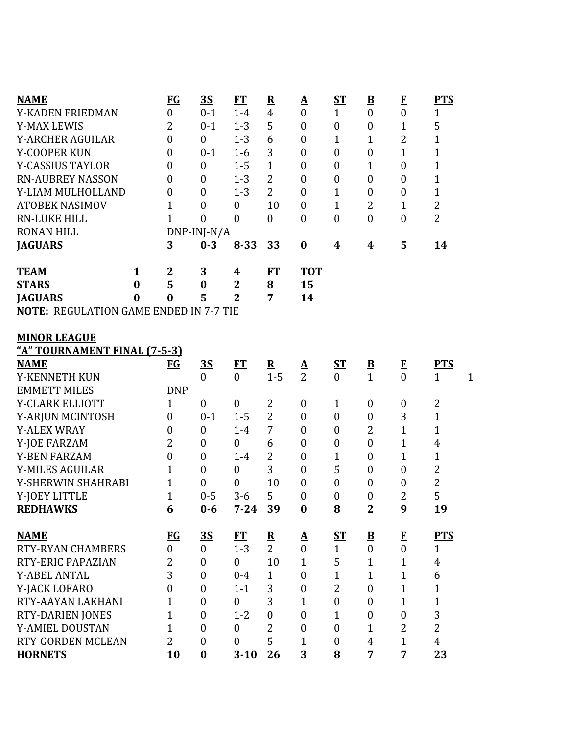| NAME | FG | 3S | FT | R | A | ST | B | F | PTS |
|---|---|---|---|---|---|---|---|---|---|
| Y-KADEN FRIEDMAN | 0 | 0-1 | 1-4 | 4 | 0 | 1 | 0 | 0 | 1 |
| Y-MAX LEWIS | 2 | 0-1 | 1-3 | 5 | 0 | 0 | 0 | 1 | 5 |
| Y-ARCHER AGUILAR | 0 | 0 | 1-3 | 6 | 0 | 1 | 1 | 2 | 1 |
| Y-COOPER KUN | 0 | 0-1 | 1-6 | 3 | 0 | 0 | 0 | 1 | 1 |
| Y-CASSIUS TAYLOR | 0 | 0 | 1-5 | 1 | 0 | 0 | 1 | 0 | 1 |
| RN-AUBREY NASSON | 0 | 0 | 1-3 | 2 | 0 | 0 | 0 | 0 | 1 |
| Y-LIAM MULHOLLAND | 0 | 0 | 1-3 | 2 | 0 | 1 | 0 | 0 | 1 |
| ATOBEK NASIMOV | 1 | 0 | 0 | 10 | 0 | 1 | 2 | 1 | 2 |
| RN-LUKE HILL | 1 | 0 | 0 | 0 | 0 | 0 | 0 | 0 | 2 |
| RONAN HILL | DNP-INJ-N/A | | | | | | | | |
| **JAGUARS** | **3** | **0-3** | **8-33** | **33** | **0** | **4** | **4** | **5** | **14** |

| TEAM | 1 | 2 | 3 | 4 | FT | TOT |
|---|---|---|---|---|---|---|
| **STARS** | **0** | **5** | **0** | **2** | **8** | **15** |
| **JAGUARS** | **0** | **0** | **5** | **2** | **7** | **14** |

**NOTE:** REGULATION GAME ENDED IN 7-7 TIE

**MINOR LEAGUE**

**"A" TOURNAMENT FINAL (7-5-3)**

| NAME | FG | 3S | FT | R | A | ST | B | F | PTS | |
|---|---|---|---|---|---|---|---|---|---|---|
| Y-KENNETH KUN | | 0 | 0 | 1-5 | 2 | 0 | 1 | 0 | 1 | 1 |
| EMMETT MILES | DNP | | | | | | | | | |
| Y-CLARK ELLIOTT | 1 | 0 | 0 | 2 | 0 | 1 | 0 | 0 | 2 | |
| Y-ARJUN MCINTOSH | 0 | 0-1 | 1-5 | 2 | 0 | 0 | 0 | 3 | 1 | |
| Y-ALEX WRAY | 0 | 0 | 1-4 | 7 | 0 | 0 | 2 | 1 | 1 | |
| Y-JOE FARZAM | 2 | 0 | 0 | 6 | 0 | 0 | 0 | 1 | 4 | |
| Y-BEN FARZAM | 0 | 0 | 1-4 | 2 | 0 | 1 | 0 | 1 | 1 | |
| Y-MILES AGUILAR | 1 | 0 | 0 | 3 | 0 | 5 | 0 | 0 | 2 | |
| Y-SHERWIN SHAHRABI | 1 | 0 | 0 | 10 | 0 | 0 | 0 | 0 | 2 | |
| Y-JOEY LITTLE | 1 | 0-5 | 3-6 | 5 | 0 | 0 | 0 | 2 | 5 | |
| **REDHAWKS** | **6** | **0-6** | **7-24** | **39** | **0** | **8** | **2** | **9** | **19** | |

| NAME | FG | 3S | FT | R | A | ST | B | F | PTS |
|---|---|---|---|---|---|---|---|---|---|
| RTY-RYAN CHAMBERS | 0 | 0 | 1-3 | 2 | 0 | 1 | 0 | 0 | 1 |
| RTY-ERIC PAPAZIAN | 2 | 0 | 0 | 10 | 1 | 5 | 1 | 1 | 4 |
| Y-ABEL ANTAL | 3 | 0 | 0-4 | 1 | 0 | 1 | 1 | 1 | 6 |
| Y-JACK LOFARO | 0 | 0 | 1-1 | 3 | 0 | 2 | 0 | 1 | 1 |
| RTY-AAYAN LAKHANI | 1 | 0 | 0 | 3 | 1 | 0 | 0 | 1 | 1 |
| RTY-DARIEN JONES | 1 | 0 | 1-2 | 0 | 0 | 1 | 0 | 0 | 3 |
| Y-AMIEL DOUSTAN | 1 | 0 | 0 | 2 | 0 | 0 | 1 | 2 | 2 |
| RTY-GORDEN MCLEAN | 2 | 0 | 0 | 5 | 1 | 0 | 4 | 1 | 4 |
| **HORNETS** | **10** | **0** | **3-10** | **26** | **3** | **8** | **7** | **7** | **23** |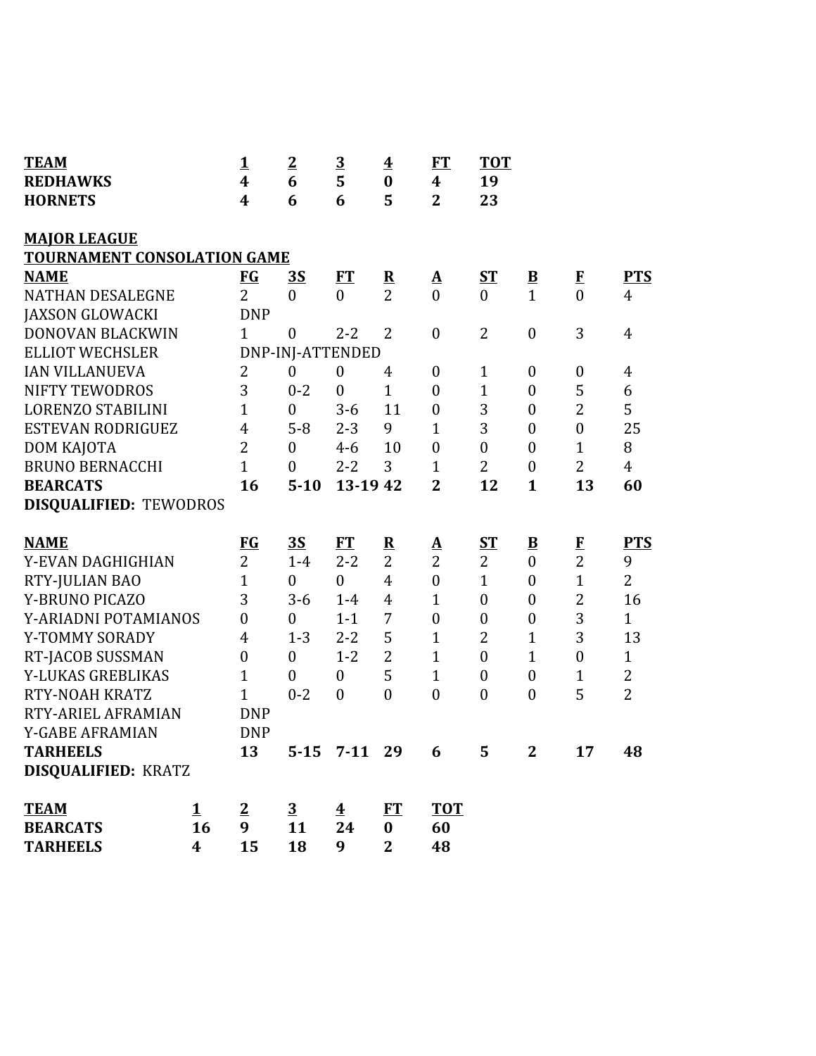| TEAM | 1 | 2 | 3 | 4 | FT | TOT |
|---|---|---|---|---|---|---|
| **REDHAWKS** | **4** | **6** | **5** | **0** | **4** | **19** |
| **HORNETS** | **4** | **6** | **6** | **5** | **2** | **23** |

**MAJOR LEAGUE**

**TOURNAMENT CONSOLATION GAME**

| NAME | FG | 3S | FT | R | A | ST | B | F | PTS |
|---|---|---|---|---|---|---|---|---|---|
| NATHAN DESALEGNE | 2 | 0 | 0 | 2 | 0 | 0 | 1 | 0 | 4 |
| JAXSON GLOWACKI | DNP | | | | | | | | |
| DONOVAN BLACKWIN | 1 | 0 | 2-2 | 2 | 0 | 2 | 0 | 3 | 4 |
| ELLIOT WECHSLER | DNP-INJ-ATTENDED | | | | | | | | |
| IAN VILLANUEVA | 2 | 0 | 0 | 4 | 0 | 1 | 0 | 0 | 4 |
| NIFTY TEWODROS | 3 | 0-2 | 0 | 1 | 0 | 1 | 0 | 5 | 6 |
| LORENZO STABILINI | 1 | 0 | 3-6 | 11 | 0 | 3 | 0 | 2 | 5 |
| ESTEVAN RODRIGUEZ | 4 | 5-8 | 2-3 | 9 | 1 | 3 | 0 | 0 | 25 |
| DOM KAJOTA | 2 | 0 | 4-6 | 10 | 0 | 0 | 0 | 1 | 8 |
| BRUNO BERNACCHI | 1 | 0 | 2-2 | 3 | 1 | 2 | 0 | 2 | 4 |
| **BEARCATS** | **16** | **5-10** | **13-19** | **42** | **2** | **12** | **1** | **13** | **60** |

**DISQUALIFIED:** TEWODROS

| NAME | FG | 3S | FT | R | A | ST | B | F | PTS |
|---|---|---|---|---|---|---|---|---|---|
| Y-EVAN DAGHIGHIAN | 2 | 1-4 | 2-2 | 2 | 2 | 2 | 0 | 2 | 9 |
| RTY-JULIAN BAO | 1 | 0 | 0 | 4 | 0 | 1 | 0 | 1 | 2 |
| Y-BRUNO PICAZO | 3 | 3-6 | 1-4 | 4 | 1 | 0 | 0 | 2 | 16 |
| Y-ARIADNI POTAMIANOS | 0 | 0 | 1-1 | 7 | 0 | 0 | 0 | 3 | 1 |
| Y-TOMMY SORADY | 4 | 1-3 | 2-2 | 5 | 1 | 2 | 1 | 3 | 13 |
| RT-JACOB SUSSMAN | 0 | 0 | 1-2 | 2 | 1 | 0 | 1 | 0 | 1 |
| Y-LUKAS GREBLIKAS | 1 | 0 | 0 | 5 | 1 | 0 | 0 | 1 | 2 |
| RTY-NOAH KRATZ | 1 | 0-2 | 0 | 0 | 0 | 0 | 0 | 5 | 2 |
| RTY-ARIEL AFRAMIAN | DNP | | | | | | | | |
| Y-GABE AFRAMIAN | DNP | | | | | | | | |
| **TARHEELS** | **13** | **5-15** | **7-11** | **29** | **6** | **5** | **2** | **17** | **48** |

**DISQUALIFIED:** KRATZ

| TEAM | 1 | 2 | 3 | 4 | FT | TOT |
|---|---|---|---|---|---|---|
| **BEARCATS** | **16** | **9** | **11** | **24** | **0** | **60** |
| **TARHEELS** | **4** | **15** | **18** | **9** | **2** | **48** |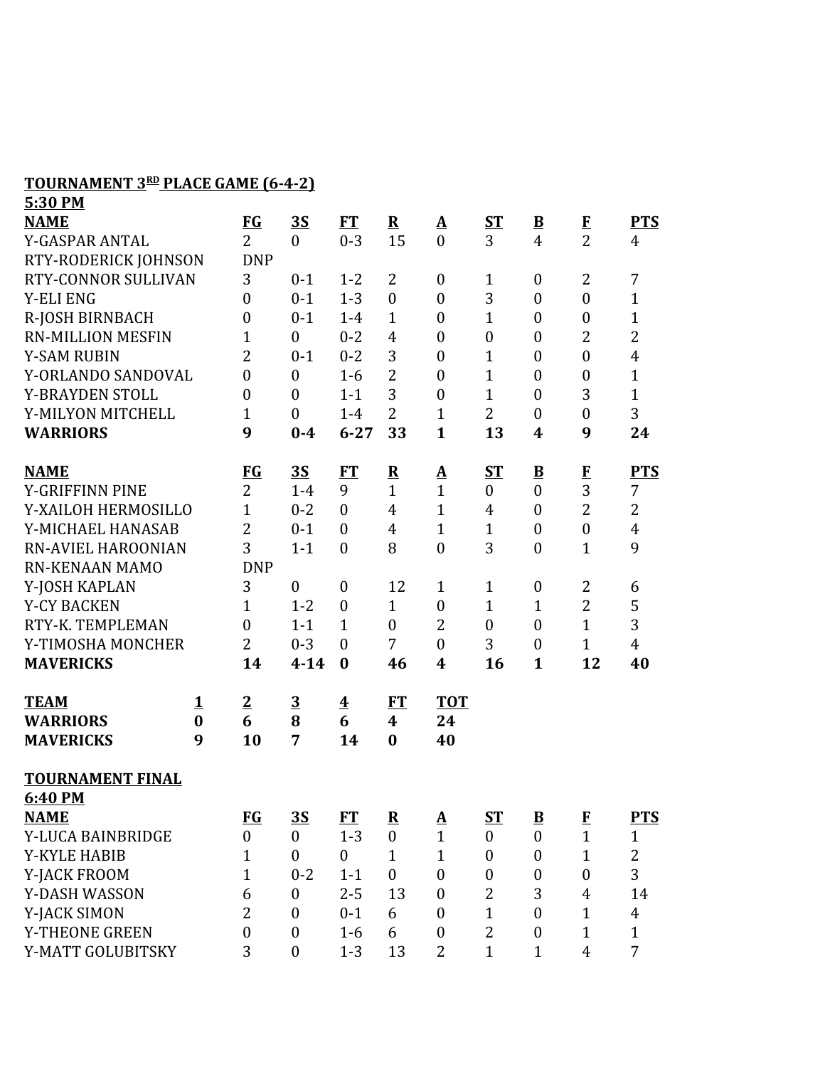**TOURNAMENT 3RD PLACE GAME (6-4-2)**
**5:30 PM**

| NAME | FG | 3S | FT | R | A | ST | B | F | PTS |
|---|---|---|---|---|---|---|---|---|---|
| Y-GASPAR ANTAL | 2 | 0 | 0-3 | 15 | 0 | 3 | 4 | 2 | 4 |
| RTY-RODERICK JOHNSON | DNP | | | | | | | | |
| RTY-CONNOR SULLIVAN | 3 | 0-1 | 1-2 | 2 | 0 | 1 | 0 | 2 | 7 |
| Y-ELI ENG | 0 | 0-1 | 1-3 | 0 | 0 | 3 | 0 | 0 | 1 |
| R-JOSH BIRNBACH | 0 | 0-1 | 1-4 | 1 | 0 | 1 | 0 | 0 | 1 |
| RN-MILLION MESFIN | 1 | 0 | 0-2 | 4 | 0 | 0 | 0 | 2 | 2 |
| Y-SAM RUBIN | 2 | 0-1 | 0-2 | 3 | 0 | 1 | 0 | 0 | 4 |
| Y-ORLANDO SANDOVAL | 0 | 0 | 1-6 | 2 | 0 | 1 | 0 | 0 | 1 |
| Y-BRAYDEN STOLL | 0 | 0 | 1-1 | 3 | 0 | 1 | 0 | 3 | 1 |
| Y-MILYON MITCHELL | 1 | 0 | 1-4 | 2 | 1 | 2 | 0 | 0 | 3 |
| **WARRIORS** | **9** | **0-4** | **6-27** | **33** | **1** | **13** | **4** | **9** | **24** |

| NAME | FG | 3S | FT | R | A | ST | B | F | PTS |
|---|---|---|---|---|---|---|---|---|---|
| Y-GRIFFINN PINE | 2 | 1-4 | 9 | 1 | 1 | 0 | 0 | 3 | 7 |
| Y-XAILOH HERMOSILLO | 1 | 0-2 | 0 | 4 | 1 | 4 | 0 | 2 | 2 |
| Y-MICHAEL HANASAB | 2 | 0-1 | 0 | 4 | 1 | 1 | 0 | 0 | 4 |
| RN-AVIEL HAROONIAN | 3 | 1-1 | 0 | 8 | 0 | 3 | 0 | 1 | 9 |
| RN-KENAAN MAMO | DNP | | | | | | | | |
| Y-JOSH KAPLAN | 3 | 0 | 0 | 12 | 1 | 1 | 0 | 2 | 6 |
| Y-CY BACKEN | 1 | 1-2 | 0 | 1 | 0 | 1 | 1 | 2 | 5 |
| RTY-K. TEMPLEMAN | 0 | 1-1 | 1 | 0 | 2 | 0 | 0 | 1 | 3 |
| Y-TIMOSHA MONCHER | 2 | 0-3 | 0 | 7 | 0 | 3 | 0 | 1 | 4 |
| **MAVERICKS** | **14** | **4-14** | **0** | **46** | **4** | **16** | **1** | **12** | **40** |

| TEAM | 1 | 2 | 3 | 4 | FT | TOT |
|---|---|---|---|---|---|---|
| **WARRIORS** | **0** | **6** | **8** | **6** | **4** | **24** |
| **MAVERICKS** | **9** | **10** | **7** | **14** | **0** | **40** |

**TOURNAMENT FINAL**
**6:40 PM**

| NAME | FG | 3S | FT | R | A | ST | B | F | PTS |
|---|---|---|---|---|---|---|---|---|---|
| Y-LUCA BAINBRIDGE | 0 | 0 | 1-3 | 0 | 1 | 0 | 0 | 1 | 1 |
| Y-KYLE HABIB | 1 | 0 | 0 | 1 | 1 | 0 | 0 | 1 | 2 |
| Y-JACK FROOM | 1 | 0-2 | 1-1 | 0 | 0 | 0 | 0 | 0 | 3 |
| Y-DASH WASSON | 6 | 0 | 2-5 | 13 | 0 | 2 | 3 | 4 | 14 |
| Y-JACK SIMON | 2 | 0 | 0-1 | 6 | 0 | 1 | 0 | 1 | 4 |
| Y-THEONE GREEN | 0 | 0 | 1-6 | 6 | 0 | 2 | 0 | 1 | 1 |
| Y-MATT GOLUBITSKY | 3 | 0 | 1-3 | 13 | 2 | 1 | 1 | 4 | 7 |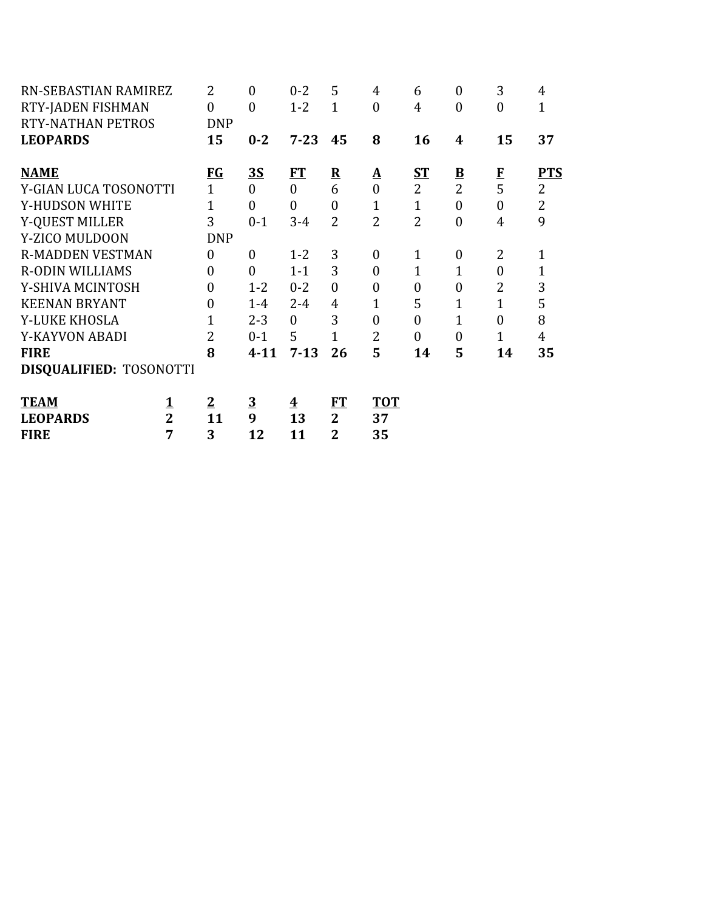| | | | | | | | | | |
|---|---|---|---|---|---|---|---|---|---|
| RN-SEBASTIAN RAMIREZ | 2 | 0 | 0-2 | 5 | 4 | 6 | 0 | 3 | 4 |
| RTY-JADEN FISHMAN | 0 | 0 | 1-2 | 1 | 0 | 4 | 0 | 0 | 1 |
| RTY-NATHAN PETROS | DNP | | | | | | | | |
| **LEOPARDS** | **15** | **0-2** | **7-23** | **45** | **8** | **16** | **4** | **15** | **37** |

| **NAME** | **FG** | **3S** | **FT** | **R** | **A** | **ST** | **B** | **F** | **PTS** |
|---|---|---|---|---|---|---|---|---|---|
| Y-GIAN LUCA TOSONOTTI | 1 | 0 | 0 | 6 | 0 | 2 | 2 | 5 | 2 |
| Y-HUDSON WHITE | 1 | 0 | 0 | 0 | 1 | 1 | 0 | 0 | 2 |
| Y-QUEST MILLER | 3 | 0-1 | 3-4 | 2 | 2 | 2 | 0 | 4 | 9 |
| Y-ZICO MULDOON | DNP | | | | | | | | |
| R-MADDEN VESTMAN | 0 | 0 | 1-2 | 3 | 0 | 1 | 0 | 2 | 1 |
| R-ODIN WILLIAMS | 0 | 0 | 1-1 | 3 | 0 | 1 | 1 | 0 | 1 |
| Y-SHIVA MCINTOSH | 0 | 1-2 | 0-2 | 0 | 0 | 0 | 0 | 2 | 3 |
| KEENAN BRYANT | 0 | 1-4 | 2-4 | 4 | 1 | 5 | 1 | 1 | 5 |
| Y-LUKE KHOSLA | 1 | 2-3 | 0 | 3 | 0 | 0 | 1 | 0 | 8 |
| Y-KAYVON ABADI | 2 | 0-1 | 5 | 1 | 2 | 0 | 0 | 1 | 4 |
| **FIRE** | **8** | **4-11** | **7-13** | **26** | **5** | **14** | **5** | **14** | **35** |

**DISQUALIFIED:** TOSONOTTI

| **TEAM** | **1** | **2** | **3** | **4** | **FT** | **TOT** |
|---|---|---|---|---|---|---|
| **LEOPARDS** | **2** | **11** | **9** | **13** | **2** | **37** |
| **FIRE** | **7** | **3** | **12** | **11** | **2** | **35** |